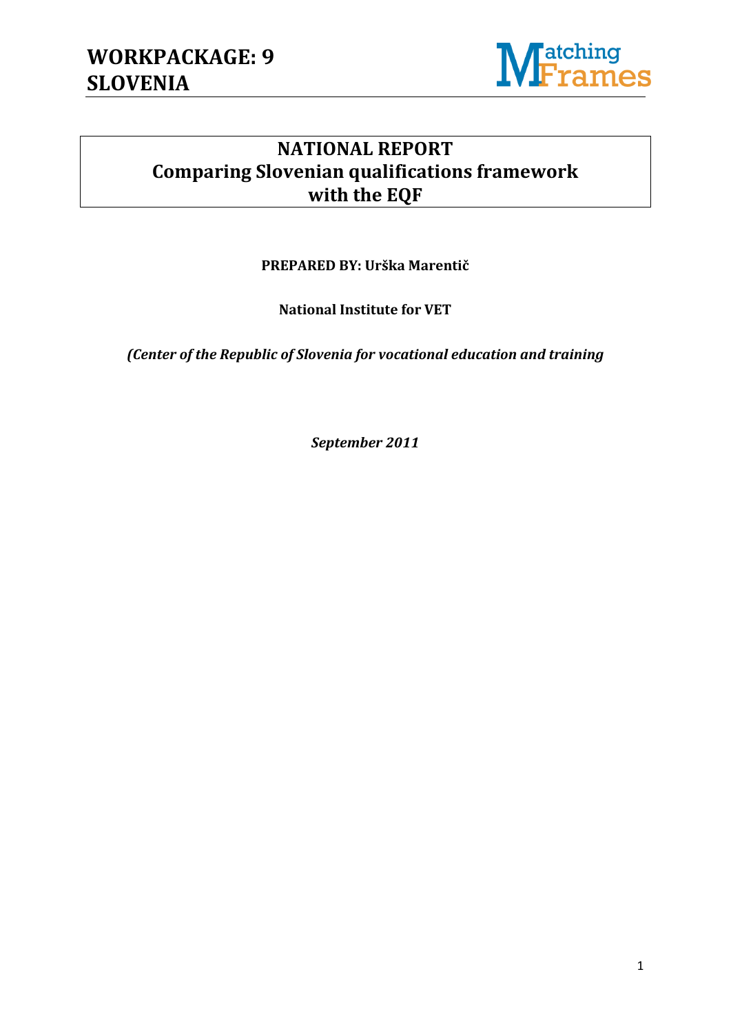# WORKPACKAGE: 9
# SLOVENIA

Matching Frames

## NATIONAL REPORT
## Comparing Slovenian qualifications framework with the EQF

**PREPARED BY: Urška Marentič**

**National Institute for VET**

***(Center of the Republic of Slovenia for vocational education and training***

***September 2011***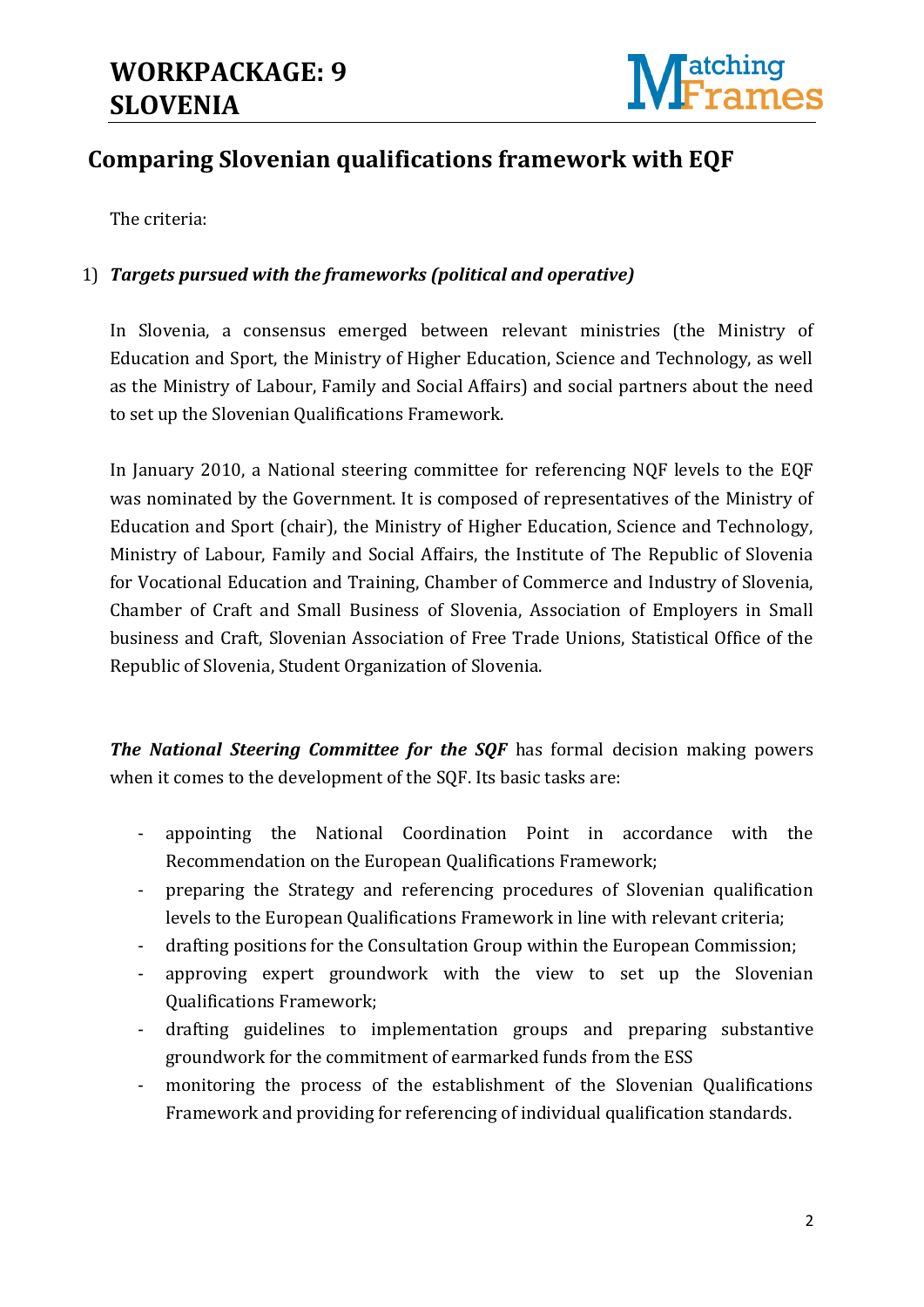# Comparing Slovenian qualifications framework with EQF

The criteria:

1) ***Targets pursued with the frameworks (political and operative)***

In Slovenia, a consensus emerged between relevant ministries (the Ministry of Education and Sport, the Ministry of Higher Education, Science and Technology, as well as the Ministry of Labour, Family and Social Affairs) and social partners about the need to set up the Slovenian Qualifications Framework.

In January 2010, a National steering committee for referencing NQF levels to the EQF was nominated by the Government. It is composed of representatives of the Ministry of Education and Sport (chair), the Ministry of Higher Education, Science and Technology, Ministry of Labour, Family and Social Affairs, the Institute of The Republic of Slovenia for Vocational Education and Training, Chamber of Commerce and Industry of Slovenia, Chamber of Craft and Small Business of Slovenia, Association of Employers in Small business and Craft, Slovenian Association of Free Trade Unions, Statistical Office of the Republic of Slovenia, Student Organization of Slovenia.

***The National Steering Committee for the SQF*** has formal decision making powers when it comes to the development of the SQF. Its basic tasks are:

- appointing the National Coordination Point in accordance with the Recommendation on the European Qualifications Framework;
- preparing the Strategy and referencing procedures of Slovenian qualification levels to the European Qualifications Framework in line with relevant criteria;
- drafting positions for the Consultation Group within the European Commission;
- approving expert groundwork with the view to set up the Slovenian Qualifications Framework;
- drafting guidelines to implementation groups and preparing substantive groundwork for the commitment of earmarked funds from the ESS
- monitoring the process of the establishment of the Slovenian Qualifications Framework and providing for referencing of individual qualification standards.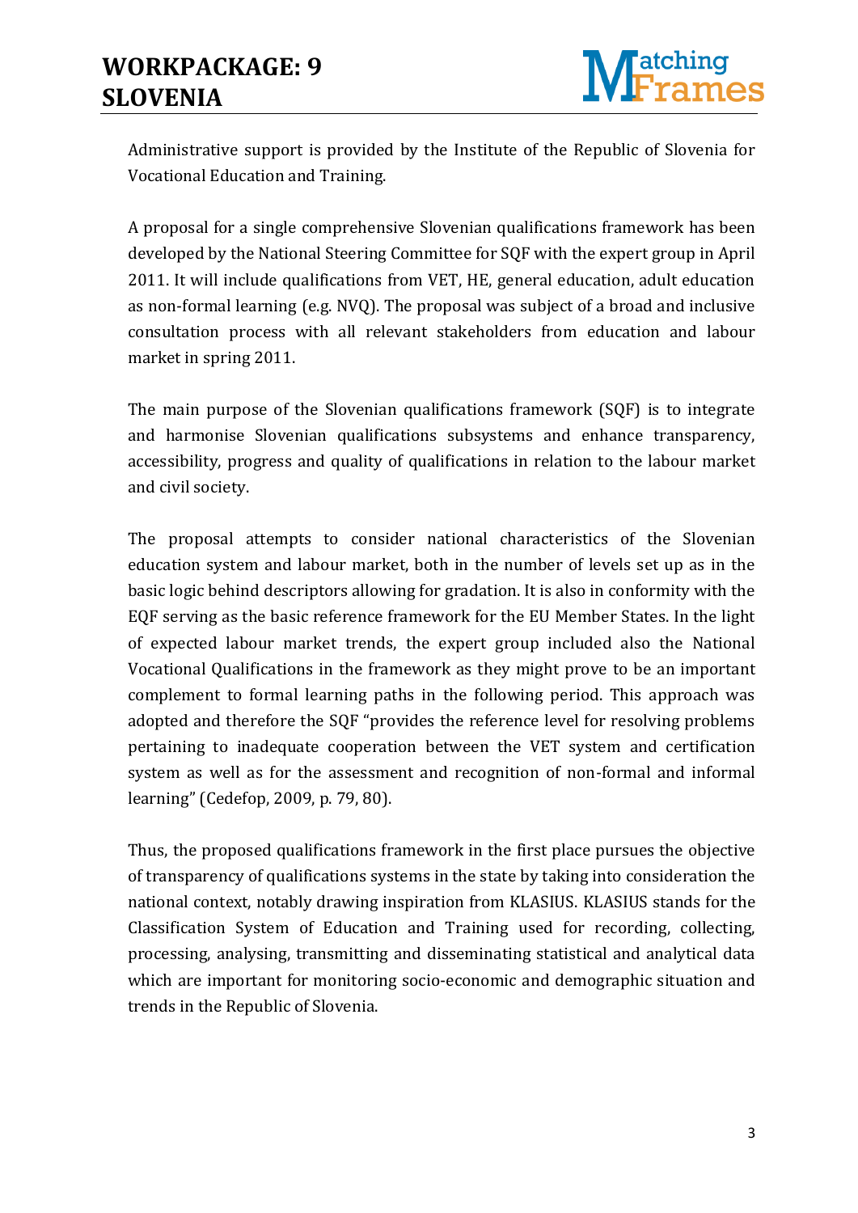Administrative support is provided by the Institute of the Republic of Slovenia for Vocational Education and Training.

A proposal for a single comprehensive Slovenian qualifications framework has been developed by the National Steering Committee for SQF with the expert group in April 2011. It will include qualifications from VET, HE, general education, adult education as non-formal learning (e.g. NVQ). The proposal was subject of a broad and inclusive consultation process with all relevant stakeholders from education and labour market in spring 2011.

The main purpose of the Slovenian qualifications framework (SQF) is to integrate and harmonise Slovenian qualifications subsystems and enhance transparency, accessibility, progress and quality of qualifications in relation to the labour market and civil society.

The proposal attempts to consider national characteristics of the Slovenian education system and labour market, both in the number of levels set up as in the basic logic behind descriptors allowing for gradation. It is also in conformity with the EQF serving as the basic reference framework for the EU Member States. In the light of expected labour market trends, the expert group included also the National Vocational Qualifications in the framework as they might prove to be an important complement to formal learning paths in the following period. This approach was adopted and therefore the SQF "provides the reference level for resolving problems pertaining to inadequate cooperation between the VET system and certification system as well as for the assessment and recognition of non-formal and informal learning" (Cedefop, 2009, p. 79, 80).

Thus, the proposed qualifications framework in the first place pursues the objective of transparency of qualifications systems in the state by taking into consideration the national context, notably drawing inspiration from KLASIUS. KLASIUS stands for the Classification System of Education and Training used for recording, collecting, processing, analysing, transmitting and disseminating statistical and analytical data which are important for monitoring socio-economic and demographic situation and trends in the Republic of Slovenia.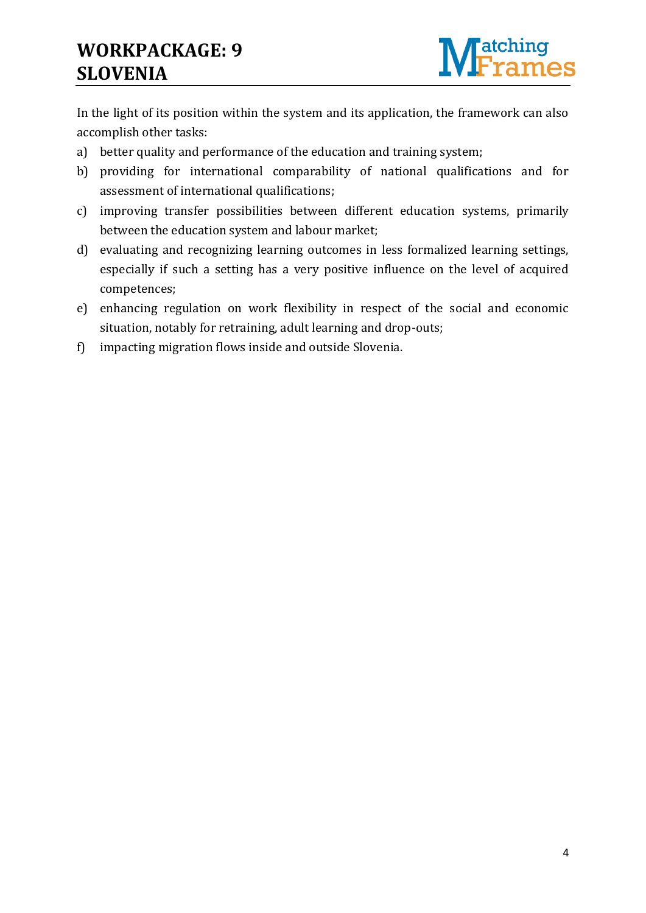In the light of its position within the system and its application, the framework can also accomplish other tasks:

a) better quality and performance of the education and training system;
b) providing for international comparability of national qualifications and for assessment of international qualifications;
c) improving transfer possibilities between different education systems, primarily between the education system and labour market;
d) evaluating and recognizing learning outcomes in less formalized learning settings, especially if such a setting has a very positive influence on the level of acquired competences;
e) enhancing regulation on work flexibility in respect of the social and economic situation, notably for retraining, adult learning and drop-outs;
f) impacting migration flows inside and outside Slovenia.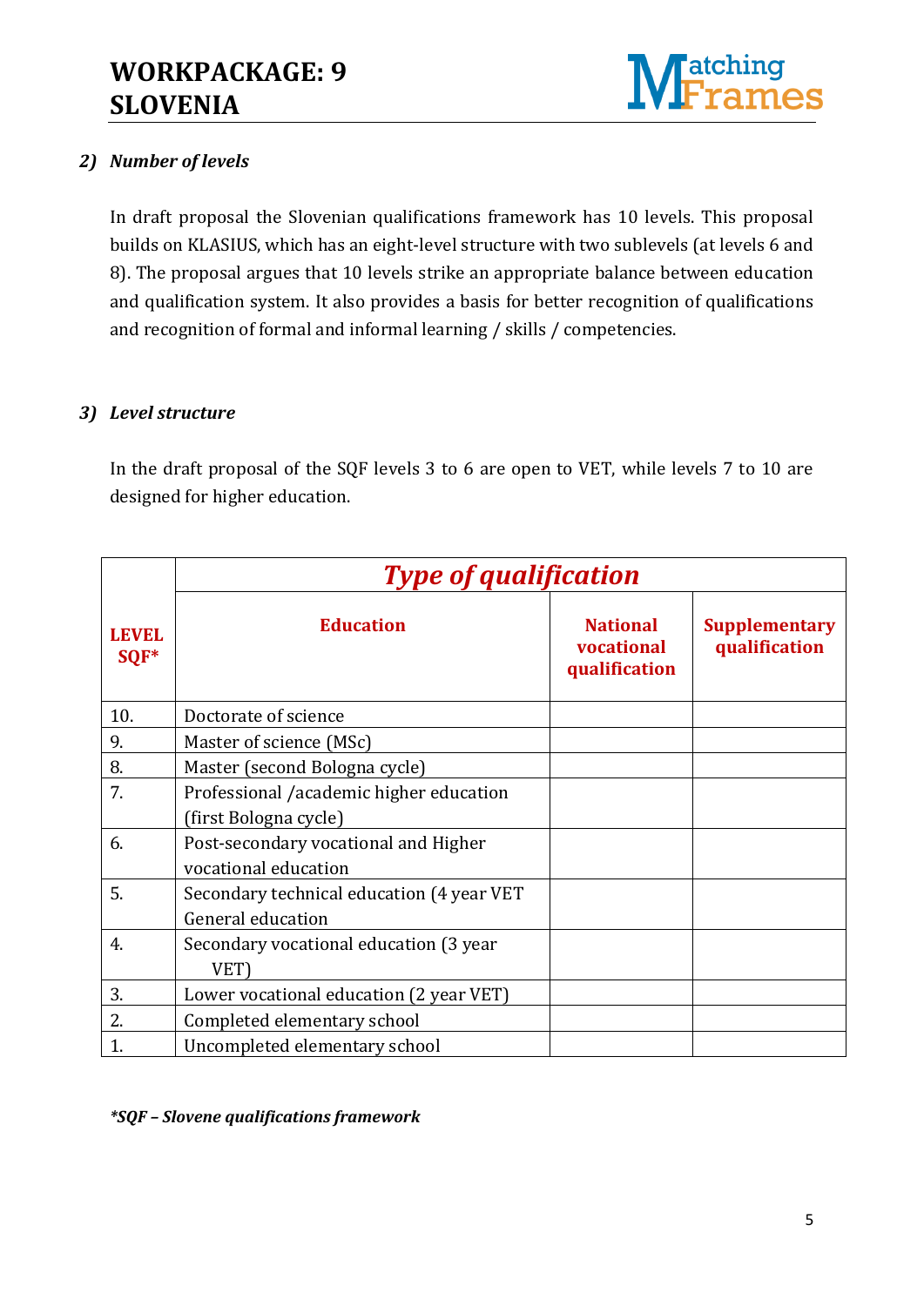*2) Number of levels*

In draft proposal the Slovenian qualifications framework has 10 levels. This proposal builds on KLASIUS, which has an eight-level structure with two sublevels (at levels 6 and 8). The proposal argues that 10 levels strike an appropriate balance between education and qualification system. It also provides a basis for better recognition of qualifications and recognition of formal and informal learning / skills / competencies.

*3) Level structure*

In the draft proposal of the SQF levels 3 to 6 are open to VET, while levels 7 to 10 are designed for higher education.

| LEVEL SQF* | *Type of qualification* | | |
|---|---|---|---|
| | **Education** | **National vocational qualification** | **Supplementary qualification** |
| 10. | Doctorate of science | | |
| 9. | Master of science (MSc) | | |
| 8. | Master (second Bologna cycle) | | |
| 7. | Professional /academic higher education (first Bologna cycle) | | |
| 6. | Post-secondary vocational and Higher vocational education | | |
| 5. | Secondary technical education (4 year VET General education | | |
| 4. | Secondary vocational education (3 year VET) | | |
| 3. | Lower vocational education (2 year VET) | | |
| 2. | Completed elementary school | | |
| 1. | Uncompleted elementary school | | |

***SQF – Slovene qualifications framework***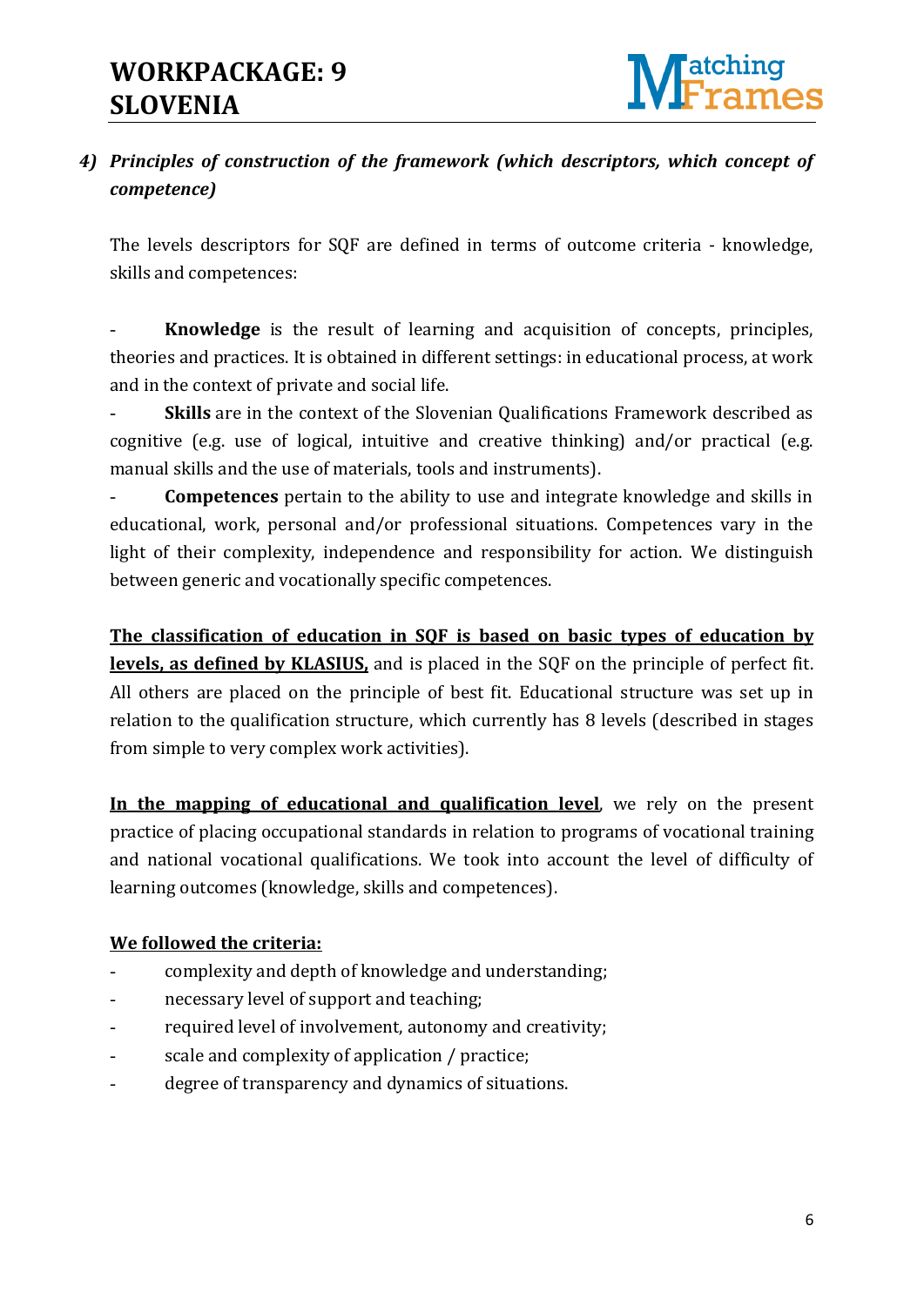### 4) *Principles of construction of the framework (which descriptors, which concept of competence)*

The levels descriptors for SQF are defined in terms of outcome criteria - knowledge, skills and competences:

- **Knowledge** is the result of learning and acquisition of concepts, principles, theories and practices. It is obtained in different settings: in educational process, at work and in the context of private and social life.
- **Skills** are in the context of the Slovenian Qualifications Framework described as cognitive (e.g. use of logical, intuitive and creative thinking) and/or practical (e.g. manual skills and the use of materials, tools and instruments).
- **Competences** pertain to the ability to use and integrate knowledge and skills in educational, work, personal and/or professional situations. Competences vary in the light of their complexity, independence and responsibility for action. We distinguish between generic and vocationally specific competences.

**<u>The classification of education in SQF is based on basic types of education by levels, as defined by KLASIUS,</u>** and is placed in the SQF on the principle of perfect fit. All others are placed on the principle of best fit. Educational structure was set up in relation to the qualification structure, which currently has 8 levels (described in stages from simple to very complex work activities).

**<u>In the mapping of educational and qualification level</u>**, we rely on the present practice of placing occupational standards in relation to programs of vocational training and national vocational qualifications. We took into account the level of difficulty of learning outcomes (knowledge, skills and competences).

**<u>We followed the criteria:</u>**

- complexity and depth of knowledge and understanding;
- necessary level of support and teaching;
- required level of involvement, autonomy and creativity;
- scale and complexity of application / practice;
- degree of transparency and dynamics of situations.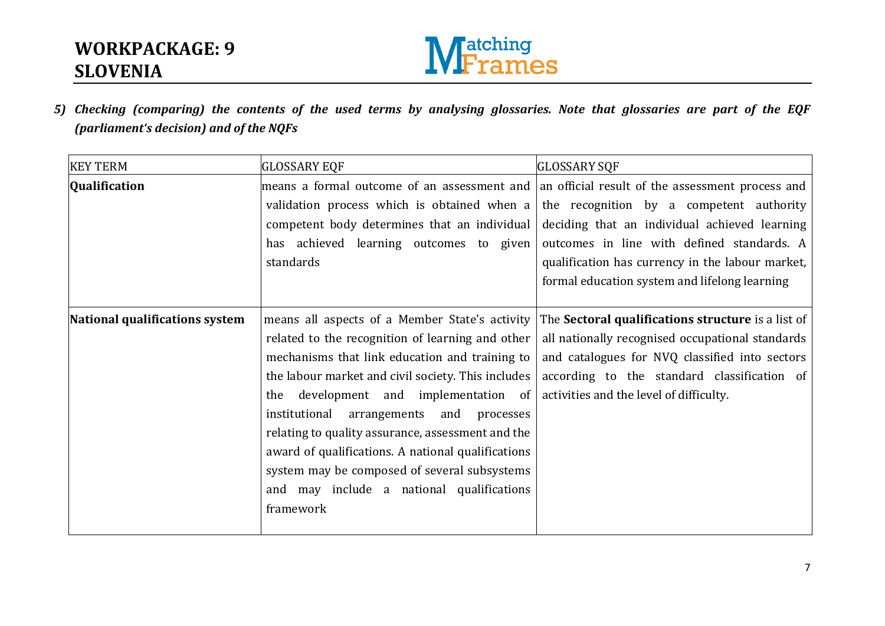*5) Checking (comparing) the contents of the used terms by analysing glossaries. Note that glossaries are part of the EQF (parliament's decision) and of the NQFs*

| KEY TERM | GLOSSARY EQF | GLOSSARY SQF |
|---|---|---|
| **Qualification** | means a formal outcome of an assessment and validation process which is obtained when a competent body determines that an individual has achieved learning outcomes to given standards | an official result of the assessment process and the recognition by a competent authority deciding that an individual achieved learning outcomes in line with defined standards. A qualification has currency in the labour market, formal education system and lifelong learning |
| **National qualifications system** | means all aspects of a Member State's activity related to the recognition of learning and other mechanisms that link education and training to the labour market and civil society. This includes the development and implementation of institutional arrangements and processes relating to quality assurance, assessment and the award of qualifications. A national qualifications system may be composed of several subsystems and may include a national qualifications framework | The **Sectoral qualifications structure** is a list of all nationally recognised occupational standards and catalogues for NVQ classified into sectors according to the standard classification of activities and the level of difficulty. |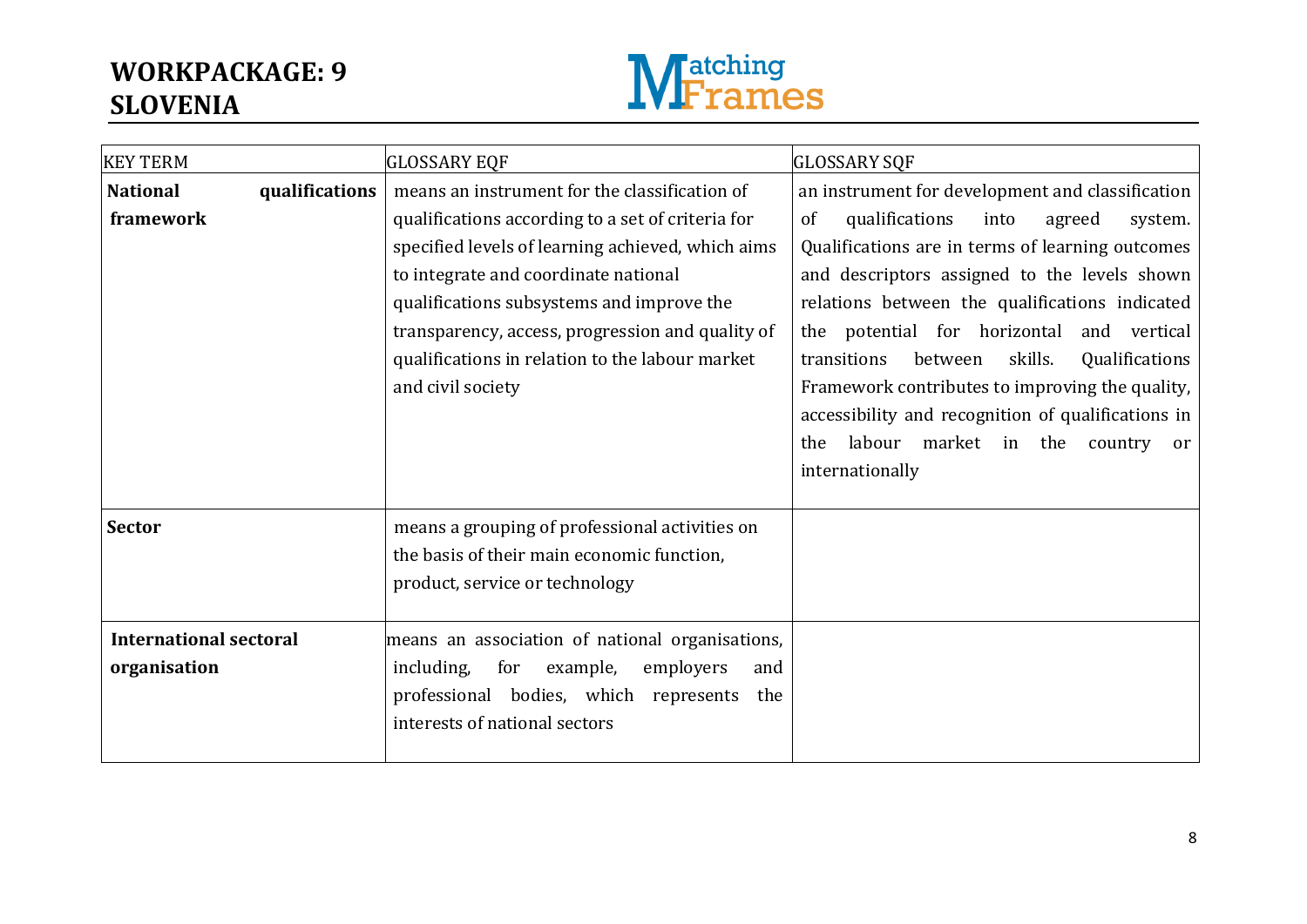| KEY TERM | GLOSSARY EQF | GLOSSARY SQF |
|---|---|---|
| **National qualifications framework** | means an instrument for the classification of qualifications according to a set of criteria for specified levels of learning achieved, which aims to integrate and coordinate national qualifications subsystems and improve the transparency, access, progression and quality of qualifications in relation to the labour market and civil society | an instrument for development and classification of qualifications into agreed system. Qualifications are in terms of learning outcomes and descriptors assigned to the levels shown relations between the qualifications indicated the potential for horizontal and vertical transitions between skills. Qualifications Framework contributes to improving the quality, accessibility and recognition of qualifications in the labour market in the country or internationally |
| **Sector** | means a grouping of professional activities on the basis of their main economic function, product, service or technology | |
| **International sectoral organisation** | means an association of national organisations, including, for example, employers and professional bodies, which represents the interests of national sectors | |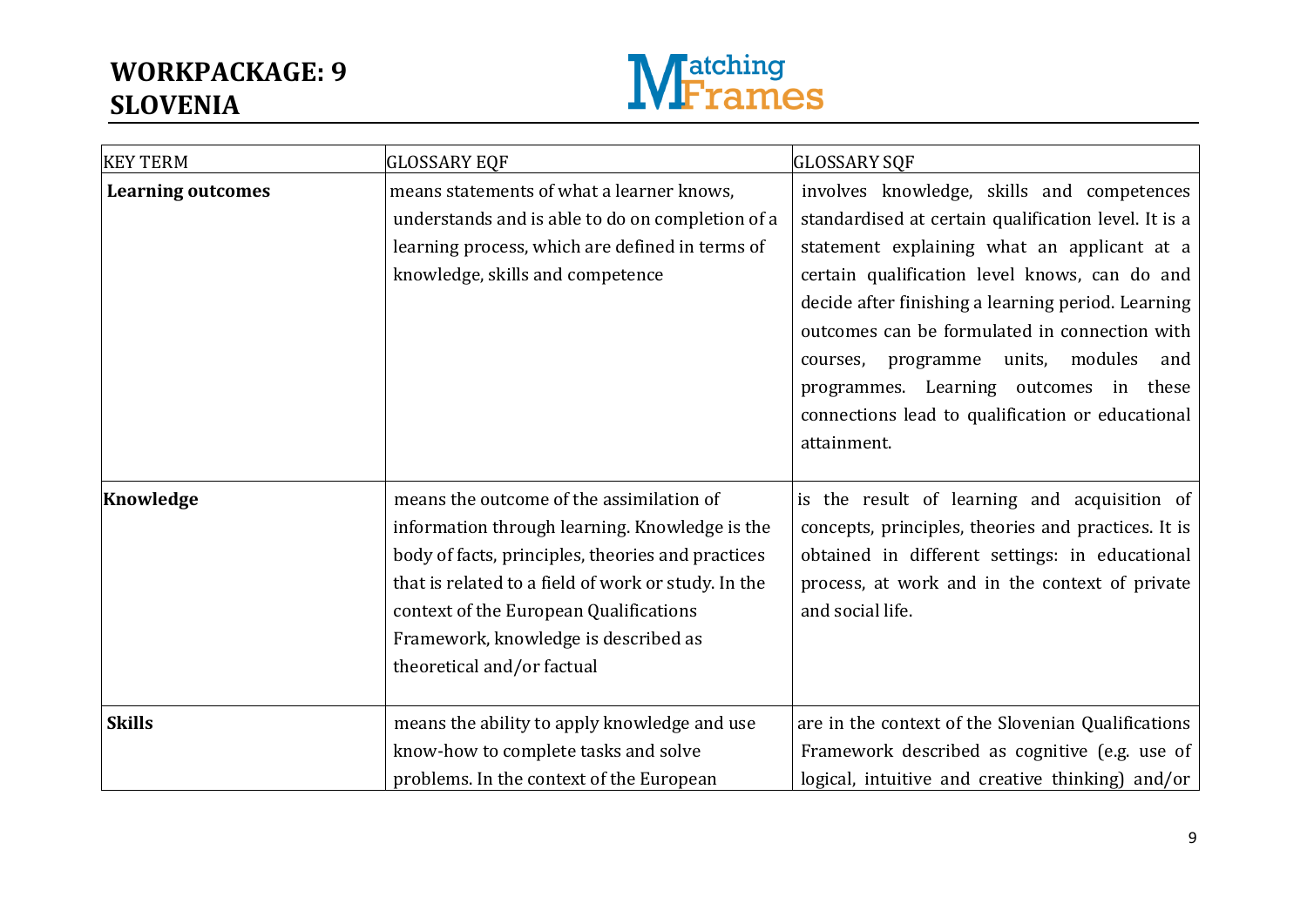| KEY TERM | GLOSSARY EQF | GLOSSARY SQF |
|---|---|---|
| **Learning outcomes** | means statements of what a learner knows, understands and is able to do on completion of a learning process, which are defined in terms of knowledge, skills and competence | involves knowledge, skills and competences standardised at certain qualification level. It is a statement explaining what an applicant at a certain qualification level knows, can do and decide after finishing a learning period. Learning outcomes can be formulated in connection with courses, programme units, modules and programmes. Learning outcomes in these connections lead to qualification or educational attainment. |
| **Knowledge** | means the outcome of the assimilation of information through learning. Knowledge is the body of facts, principles, theories and practices that is related to a field of work or study. In the context of the European Qualifications Framework, knowledge is described as theoretical and/or factual | is the result of learning and acquisition of concepts, principles, theories and practices. It is obtained in different settings: in educational process, at work and in the context of private and social life. |
| **Skills** | means the ability to apply knowledge and use know-how to complete tasks and solve problems. In the context of the European | are in the context of the Slovenian Qualifications Framework described as cognitive (e.g. use of logical, intuitive and creative thinking) and/or |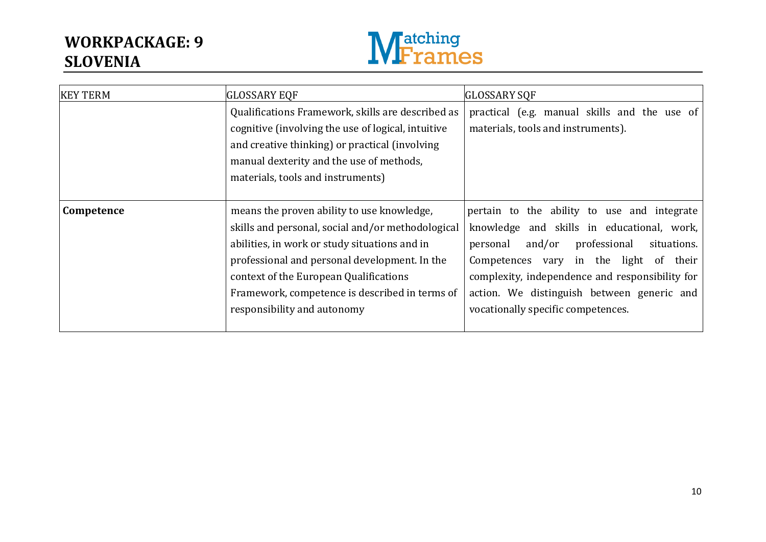| KEY TERM | GLOSSARY EQF | GLOSSARY SQF |
|---|---|---|
| | Qualifications Framework, skills are described as cognitive (involving the use of logical, intuitive and creative thinking) or practical (involving manual dexterity and the use of methods, materials, tools and instruments) | practical (e.g. manual skills and the use of materials, tools and instruments). |
| **Competence** | means the proven ability to use knowledge, skills and personal, social and/or methodological abilities, in work or study situations and in professional and personal development. In the context of the European Qualifications Framework, competence is described in terms of responsibility and autonomy | pertain to the ability to use and integrate knowledge and skills in educational, work, personal and/or professional situations. Competences vary in the light of their complexity, independence and responsibility for action. We distinguish between generic and vocationally specific competences. |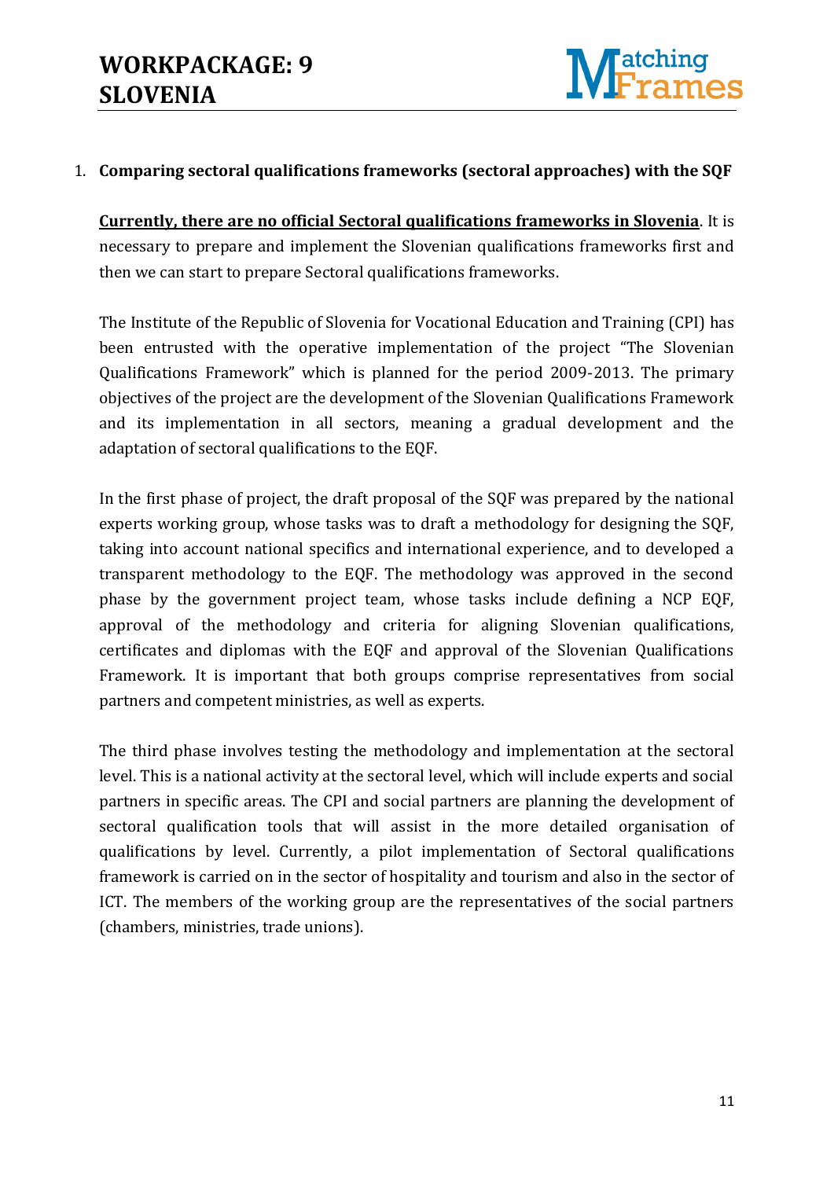1. **Comparing sectoral qualifications frameworks (sectoral approaches) with the SQF**

**Currently, there are no official Sectoral qualifications frameworks in Slovenia**. It is necessary to prepare and implement the Slovenian qualifications frameworks first and then we can start to prepare Sectoral qualifications frameworks.

The Institute of the Republic of Slovenia for Vocational Education and Training (CPI) has been entrusted with the operative implementation of the project "The Slovenian Qualifications Framework" which is planned for the period 2009-2013. The primary objectives of the project are the development of the Slovenian Qualifications Framework and its implementation in all sectors, meaning a gradual development and the adaptation of sectoral qualifications to the EQF.

In the first phase of project, the draft proposal of the SQF was prepared by the national experts working group, whose tasks was to draft a methodology for designing the SQF, taking into account national specifics and international experience, and to developed a transparent methodology to the EQF. The methodology was approved in the second phase by the government project team, whose tasks include defining a NCP EQF, approval of the methodology and criteria for aligning Slovenian qualifications, certificates and diplomas with the EQF and approval of the Slovenian Qualifications Framework. It is important that both groups comprise representatives from social partners and competent ministries, as well as experts.

The third phase involves testing the methodology and implementation at the sectoral level. This is a national activity at the sectoral level, which will include experts and social partners in specific areas. The CPI and social partners are planning the development of sectoral qualification tools that will assist in the more detailed organisation of qualifications by level. Currently, a pilot implementation of Sectoral qualifications framework is carried on in the sector of hospitality and tourism and also in the sector of ICT. The members of the working group are the representatives of the social partners (chambers, ministries, trade unions).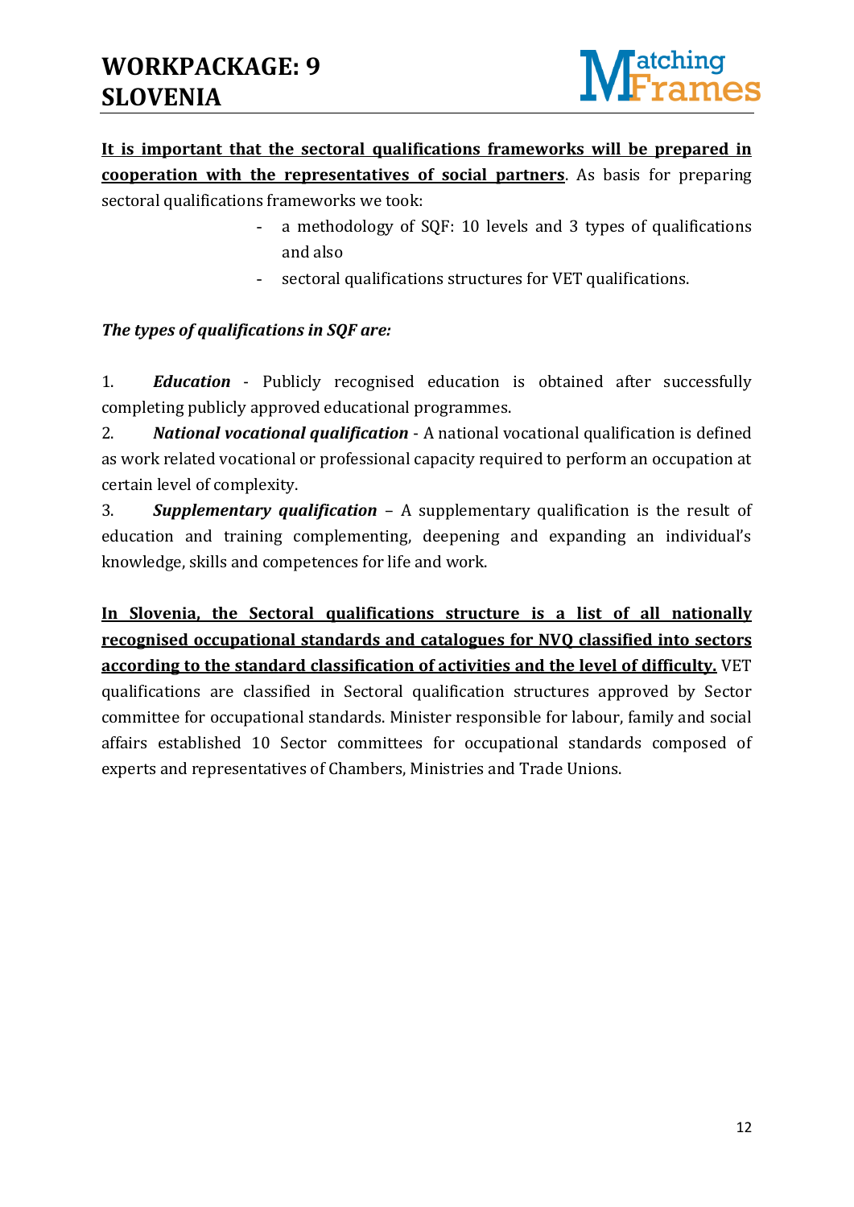**It is important that the sectoral qualifications frameworks will be prepared in cooperation with the representatives of social partners**. As basis for preparing sectoral qualifications frameworks we took:

- a methodology of SQF: 10 levels and 3 types of qualifications and also
- sectoral qualifications structures for VET qualifications.

***The types of qualifications in SQF are:***

1. ***Education*** - Publicly recognised education is obtained after successfully completing publicly approved educational programmes.
2. ***National vocational qualification*** - A national vocational qualification is defined as work related vocational or professional capacity required to perform an occupation at certain level of complexity.
3. ***Supplementary qualification*** – A supplementary qualification is the result of education and training complementing, deepening and expanding an individual's knowledge, skills and competences for life and work.

**In Slovenia, the Sectoral qualifications structure is a list of all nationally recognised occupational standards and catalogues for NVQ classified into sectors according to the standard classification of activities and the level of difficulty.** VET qualifications are classified in Sectoral qualification structures approved by Sector committee for occupational standards. Minister responsible for labour, family and social affairs established 10 Sector committees for occupational standards composed of experts and representatives of Chambers, Ministries and Trade Unions.